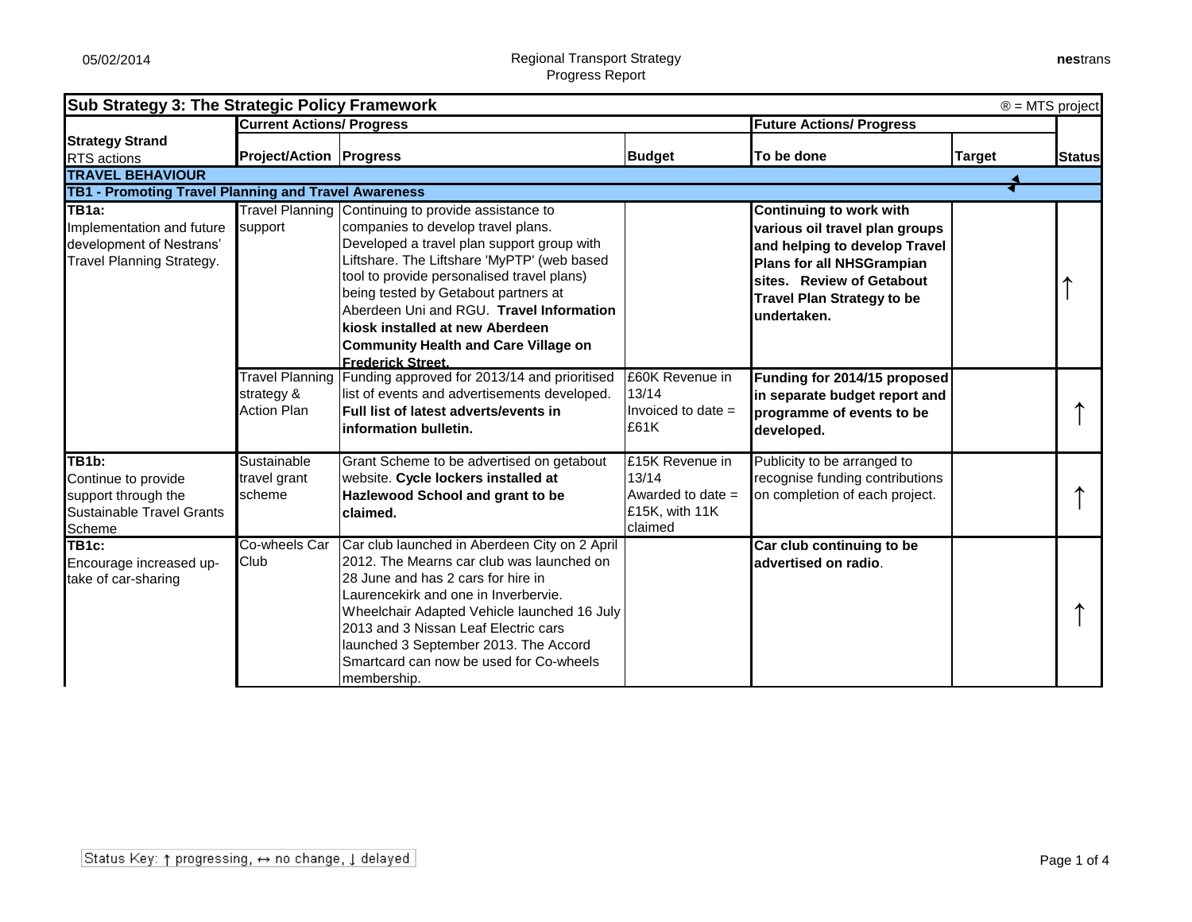# Sub Strategy 3: The Strategic Policy Framework

® = MTS project

| Strategy Strand RTS actions | Current Actions/ Progress | | | Future Actions/ Progress | | |
|---|---|---|---|---|---|---|
| | **Project/Action** | **Progress** | **Budget** | **To be done** | **Target** | **Status** |
| **TRAVEL BEHAVIOUR** | | | | | | |
| **TB1 - Promoting Travel Planning and Travel Awareness** | | | | | | |
| **TB1a:** Implementation and future development of Nestrans' Travel Planning Strategy. | Travel Planning support | Continuing to provide assistance to companies to develop travel plans. Developed a travel plan support group with Liftshare. The Liftshare 'MyPTP' (web based tool to provide personalised travel plans) being tested by Getabout partners at Aberdeen Uni and RGU. **Travel Information kiosk installed at new Aberdeen Community Health and Care Village on Frederick Street.** | | **Continuing to work with various oil travel plan groups and helping to develop Travel Plans for all NHSGrampian sites. Review of Getabout Travel Plan Strategy to be undertaken.** | | ↑ |
| | Travel Planning strategy & Action Plan | Funding approved for 2013/14 and prioritised list of events and advertisements developed. **Full list of latest adverts/events in information bulletin.** | £60K Revenue in 13/14 Invoiced to date = £61K | **Funding for 2014/15 proposed in separate budget report and programme of events to be developed.** | | ↑ |
| **TB1b:** Continue to provide support through the Sustainable Travel Grants Scheme | Sustainable travel grant scheme | Grant Scheme to be advertised on getabout website. **Cycle lockers installed at Hazlewood School and grant to be claimed.** | £15K Revenue in 13/14 Awarded to date = £15K, with 11K claimed | Publicity to be arranged to recognise funding contributions on completion of each project. | | ↑ |
| **TB1c:** Encourage increased up-take of car-sharing | Co-wheels Car Club | Car club launched in Aberdeen City on 2 April 2012. The Mearns car club was launched on 28 June and has 2 cars for hire in Laurencekirk and one in Inverbervie. Wheelchair Adapted Vehicle launched 16 July 2013 and 3 Nissan Leaf Electric cars launched 3 September 2013. The Accord Smartcard can now be used for Co-wheels membership. | | **Car club continuing to be advertised on radio**. | | ↑ |

Status Key: ↑ progressing, ↔ no change, ↓ delayed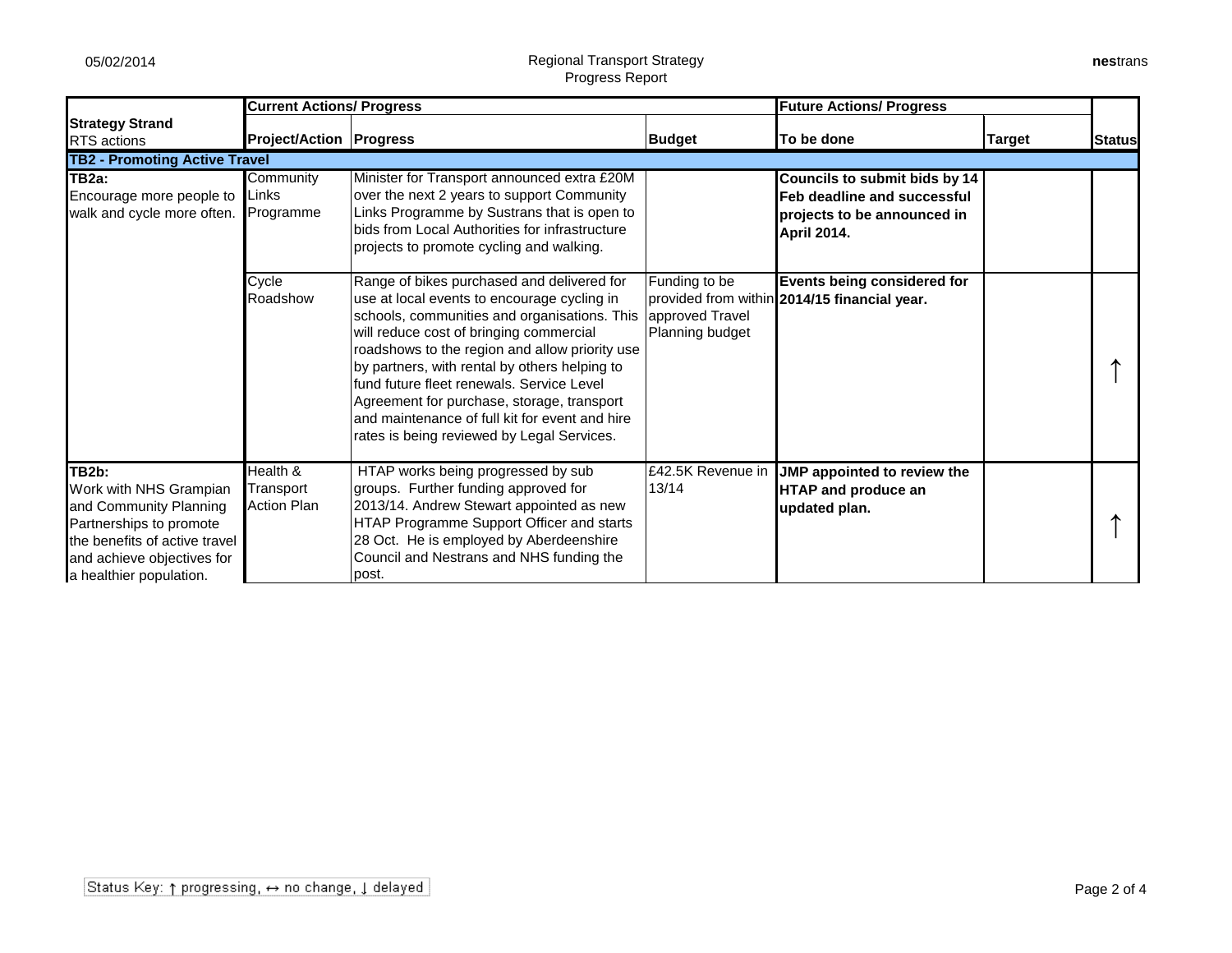| Strategy Strand RTS actions | Current Actions/ Progress | | | Future Actions/ Progress | | Status |
|---|---|---|---|---|---|---|
| | **Project/Action** | **Progress** | **Budget** | **To be done** | **Target** | |
| **TB2 - Promoting Active Travel** | | | | | | |
| **TB2a:** Encourage more people to walk and cycle more often. | Community Links Programme | Minister for Transport announced extra £20M over the next 2 years to support Community Links Programme by Sustrans that is open to bids from Local Authorities for infrastructure projects to promote cycling and walking. | | **Councils to submit bids by 14 Feb deadline and successful projects to be announced in April 2014.** | | |
| | Cycle Roadshow | Range of bikes purchased and delivered for use at local events to encourage cycling in schools, communities and organisations. This will reduce cost of bringing commercial roadshows to the region and allow priority use by partners, with rental by others helping to fund future fleet renewals. Service Level Agreement for purchase, storage, transport and maintenance of full kit for event and hire rates is being reviewed by Legal Services. | Funding to be provided from within approved Travel Planning budget | **Events being considered for 2014/15 financial year.** | | ↑ |
| **TB2b:** Work with NHS Grampian and Community Planning Partnerships to promote the benefits of active travel and achieve objectives for a healthier population. | Health & Transport Action Plan | HTAP works being progressed by sub groups. Further funding approved for 2013/14. Andrew Stewart appointed as new HTAP Programme Support Officer and starts 28 Oct. He is employed by Aberdeenshire Council and Nestrans and NHS funding the post. | £42.5K Revenue in 13/14 | **JMP appointed to review the HTAP and produce an updated plan.** | | ↑ |

Status Key: ↑ progressing, ↔ no change, ↓ delayed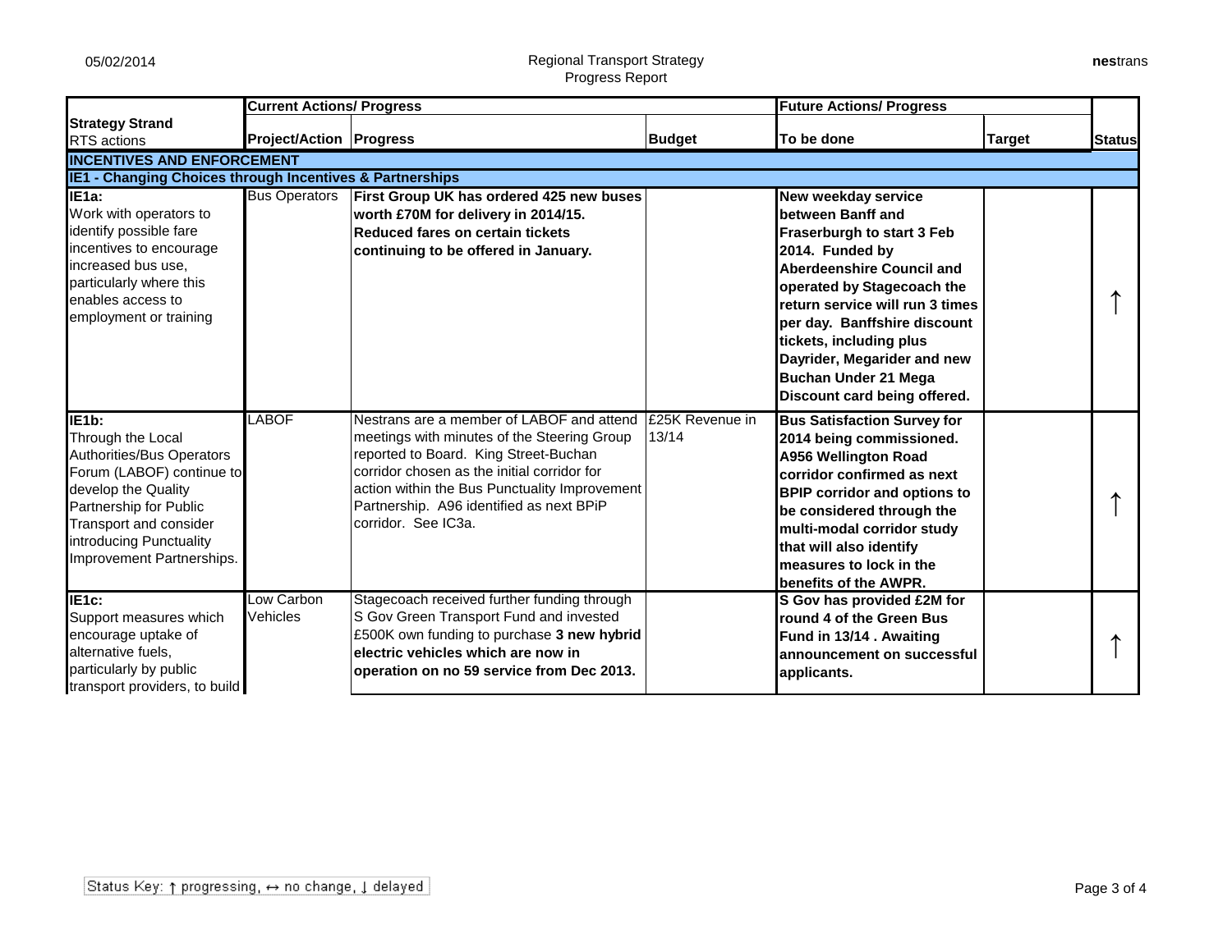| Strategy Strand RTS actions | Current Actions/ Progress | | | Future Actions/ Progress | | Status |
|---|---|---|---|---|---|---|
| | **Project/Action** | **Progress** | **Budget** | **To be done** | **Target** | **Status** |
| **INCENTIVES AND ENFORCEMENT** | | | | | | |
| **IE1 - Changing Choices through Incentives & Partnerships** | | | | | | |
| **IE1a:** Work with operators to identify possible fare incentives to encourage increased bus use, particularly where this enables access to employment or training | Bus Operators | **First Group UK has ordered 425 new buses worth £70M for delivery in 2014/15. Reduced fares on certain tickets continuing to be offered in January.** | | **New weekday service between Banff and Fraserburgh to start 3 Feb 2014. Funded by Aberdeenshire Council and operated by Stagecoach the return service will run 3 times per day. Banffshire discount tickets, including plus Dayrider, Megarider and new Buchan Under 21 Mega Discount card being offered.** | | ↑ |
| **IE1b:** Through the Local Authorities/Bus Operators Forum (LABOF) continue to develop the Quality Partnership for Public Transport and consider introducing Punctuality Improvement Partnerships. | LABOF | Nestrans are a member of LABOF and attend meetings with minutes of the Steering Group reported to Board. King Street-Buchan corridor chosen as the initial corridor for action within the Bus Punctuality Improvement Partnership. A96 identified as next BPiP corridor. See IC3a. | £25K Revenue in 13/14 | **Bus Satisfaction Survey for 2014 being commissioned. A956 Wellington Road corridor confirmed as next BPIP corridor and options to be considered through the multi-modal corridor study that will also identify measures to lock in the benefits of the AWPR.** | | ↑ |
| **IE1c:** Support measures which encourage uptake of alternative fuels, particularly by public transport providers, to build | Low Carbon Vehicles | Stagecoach received further funding through S Gov Green Transport Fund and invested £500K own funding to purchase **3 new hybrid electric vehicles which are now in operation on no 59 service from Dec 2013.** | | **S Gov has provided £2M for round 4 of the Green Bus Fund in 13/14 . Awaiting announcement on successful applicants.** | | ↑ |

Status Key: ↑ progressing, ↔ no change, ↓ delayed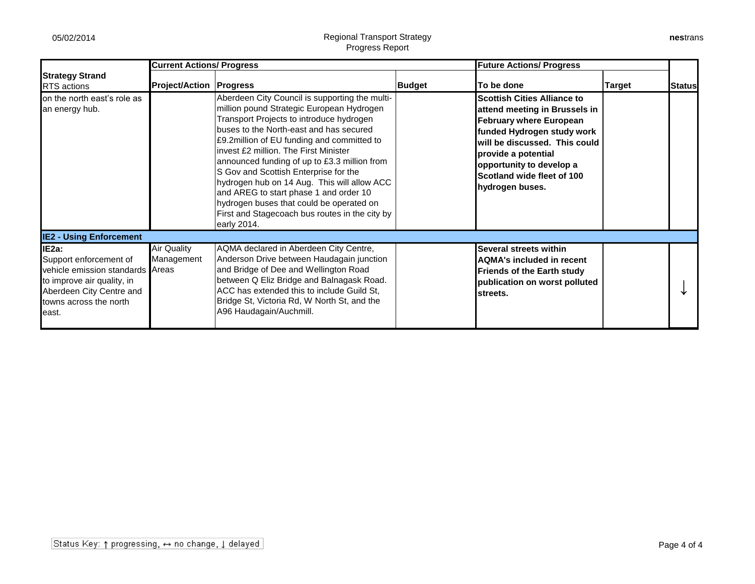| Strategy Strand<br>RTS actions | Current Actions/ Progress<br>Project/Action | <br>Progress | <br>Budget | Future Actions/ Progress<br>To be done | <br>Target | <br>Status |
|---|---|---|---|---|---|---|
| on the north east's role as an energy hub. | | Aberdeen City Council is supporting the multi-million pound Strategic European Hydrogen Transport Projects to introduce hydrogen buses to the North-east and has secured £9.2million of EU funding and committed to invest £2 million. The First Minister announced funding of up to £3.3 million from S Gov and Scottish Enterprise for the hydrogen hub on 14 Aug. This will allow ACC and AREG to start phase 1 and order 10 hydrogen buses that could be operated on First and Stagecoach bus routes in the city by early 2014. | | **Scottish Cities Alliance to attend meeting in Brussels in February where European funded Hydrogen study work will be discussed. This could provide a potential opportunity to develop a Scotland wide fleet of 100 hydrogen buses.** | | |
| **IE2 - Using Enforcement** | | | | | | |
| **IE2a:**<br>Support enforcement of vehicle emission standards to improve air quality, in Aberdeen City Centre and towns across the north east. | Air Quality Management Areas | AQMA declared in Aberdeen City Centre, Anderson Drive between Haudagain junction and Bridge of Dee and Wellington Road between Q Eliz Bridge and Balnagask Road. ACC has extended this to include Guild St, Bridge St, Victoria Rd, W North St, and the A96 Haudagain/Auchmill. | | **Several streets within AQMA's included in recent Friends of the Earth study publication on worst polluted streets.** | | ↓ |

Status Key: ↑ progressing, ↔ no change, ↓ delayed